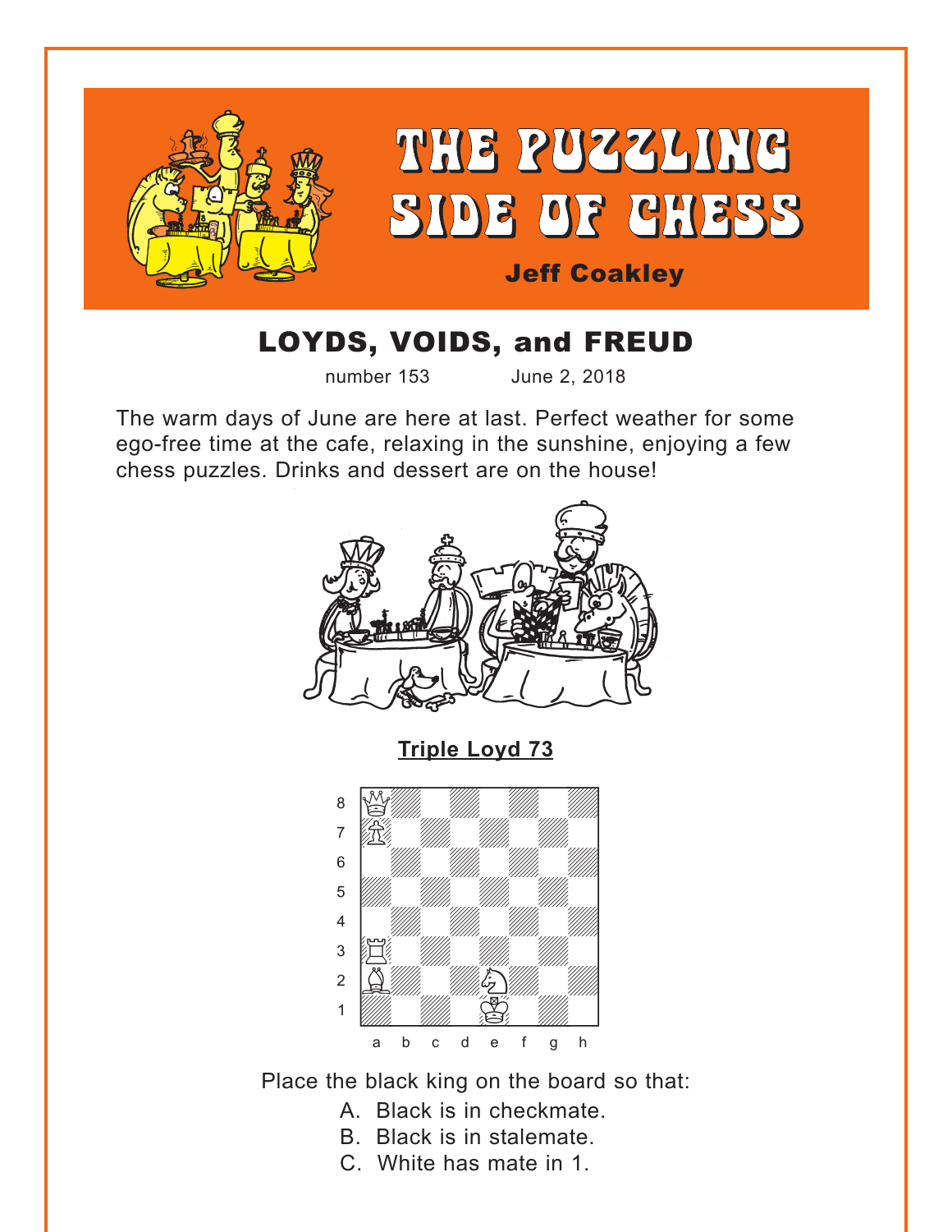# THE PUZZLING SIDE OF CHESS

**Jeff Coakley**

## LOYDS, VOIDS, and FREUD

number 153 June 2, 2018

The warm days of June are here at last. Perfect weather for some ego-free time at the cafe, relaxing in the sunshine, enjoying a few chess puzzles. Drinks and dessert are on the house!

**Triple Loyd 73**

White: Qa8, Pa7, Ra3, Ba2, Ne2, Ke1

Place the black king on the board so that:

A. Black is in checkmate.
B. Black is in stalemate.
C. White has mate in 1.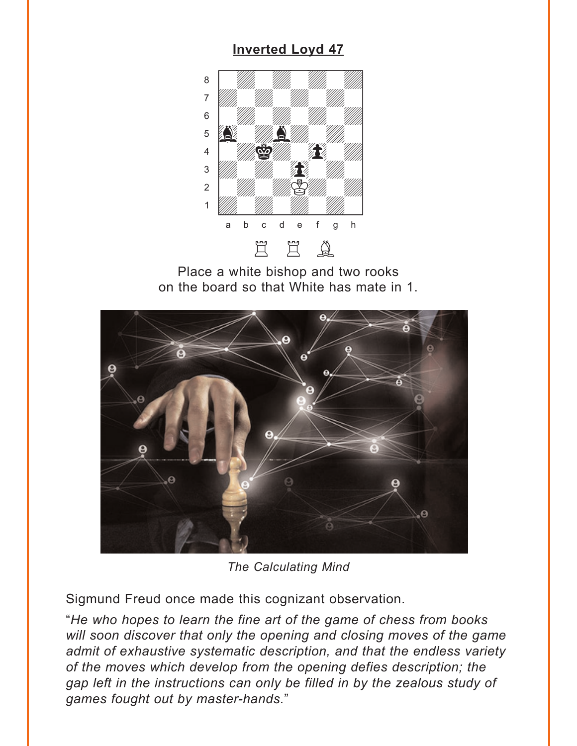**Inverted Loyd 47**

Place a white bishop and two rooks on the board so that White has mate in 1.

*The Calculating Mind*

Sigmund Freud once made this cognizant observation.

"*He who hopes to learn the fine art of the game of chess from books will soon discover that only the opening and closing moves of the game admit of exhaustive systematic description, and that the endless variety of the moves which develop from the opening defies description; the gap left in the instructions can only be filled in by the zealous study of games fought out by master-hands.*"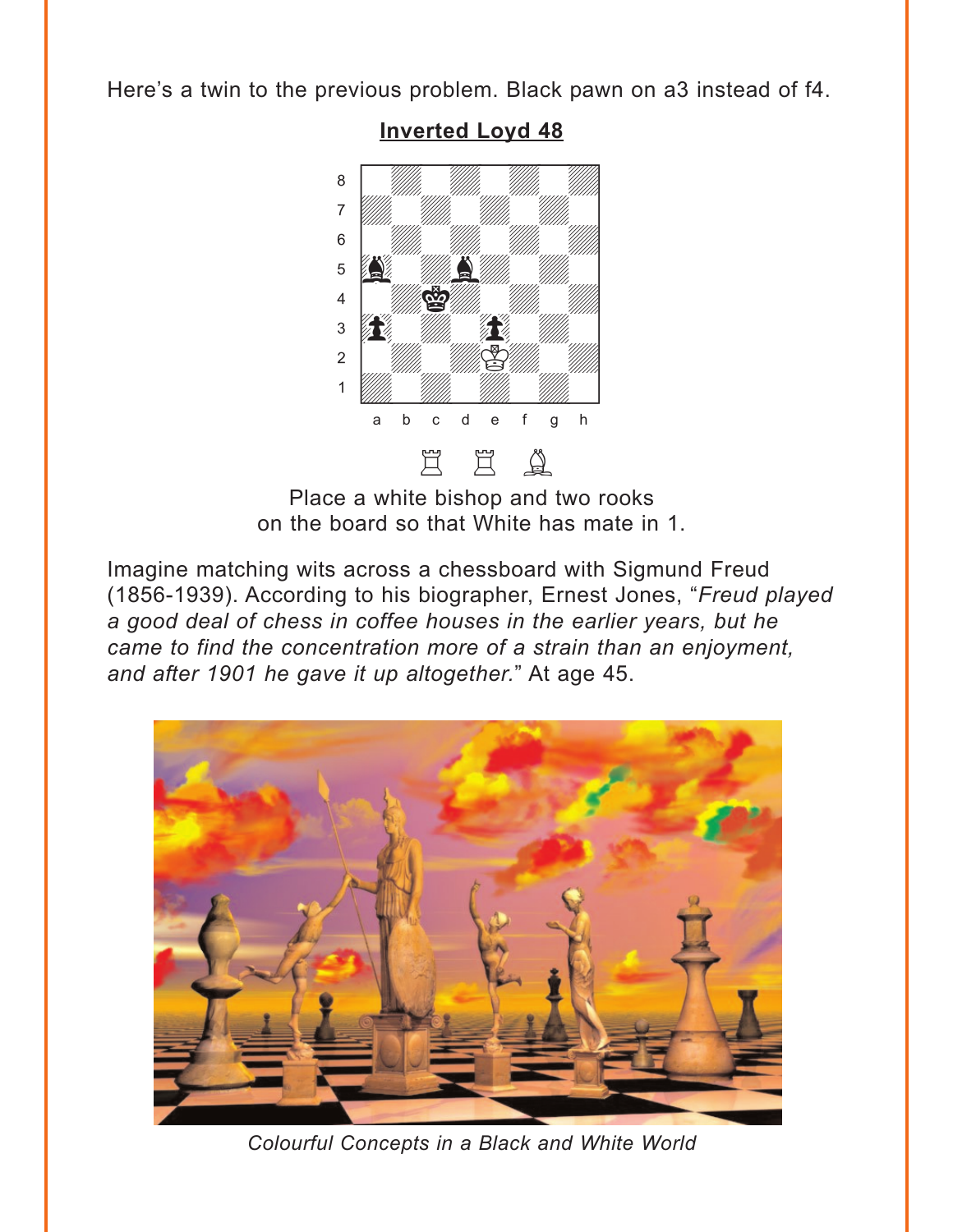Here's a twin to the previous problem. Black pawn on a3 instead of f4.

**Inverted Loyd 48**

Place a white bishop and two rooks
on the board so that White has mate in 1.

Imagine matching wits across a chessboard with Sigmund Freud (1856-1939). According to his biographer, Ernest Jones, "*Freud played a good deal of chess in coffee houses in the earlier years, but he came to find the concentration more of a strain than an enjoyment, and after 1901 he gave it up altogether.*" At age 45.

*Colourful Concepts in a Black and White World*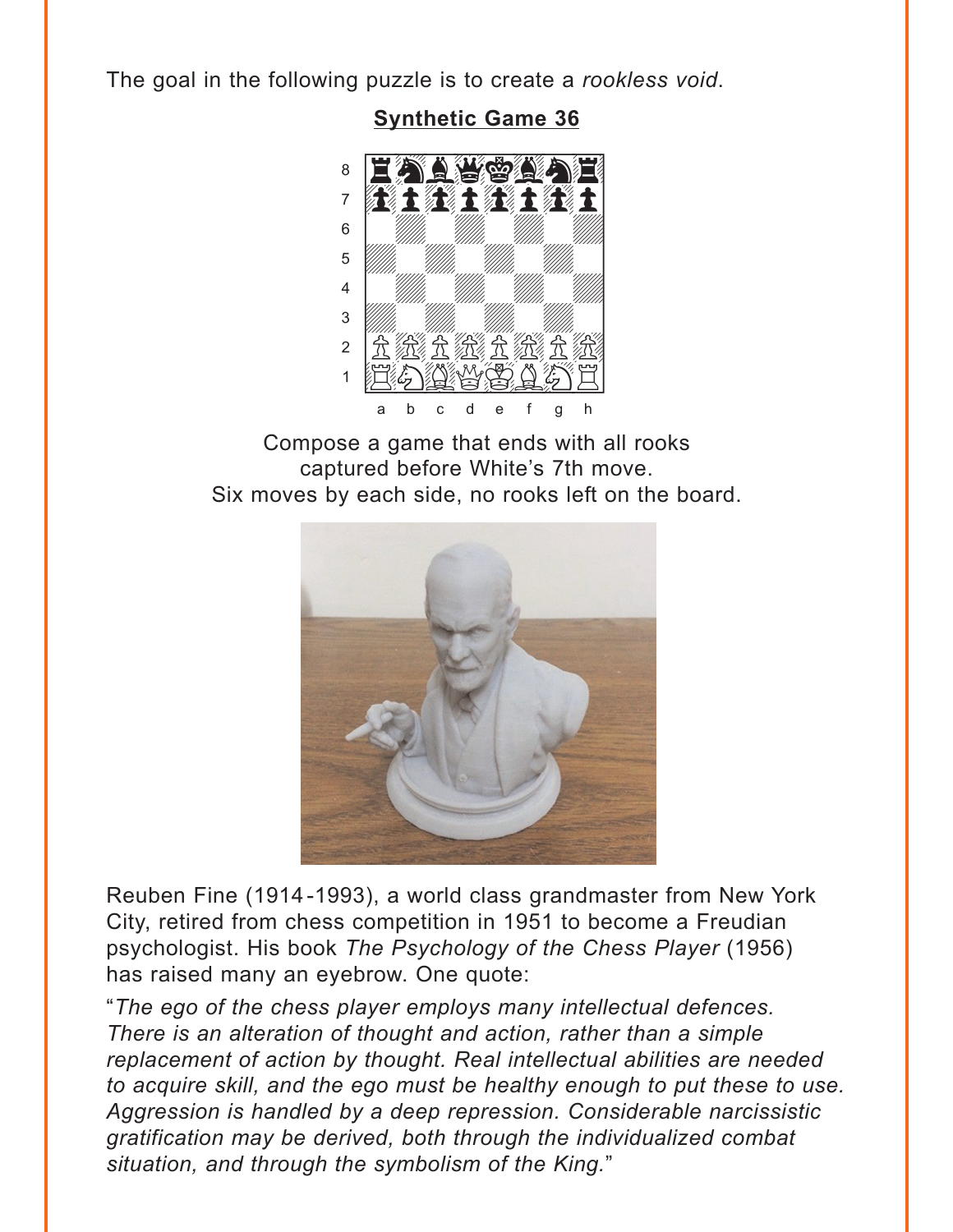The goal in the following puzzle is to create a *rookless void*.

**Synthetic Game 36**

Compose a game that ends with all rooks captured before White's 7th move. Six moves by each side, no rooks left on the board.

Reuben Fine (1914-1993), a world class grandmaster from New York City, retired from chess competition in 1951 to become a Freudian psychologist. His book *The Psychology of the Chess Player* (1956) has raised many an eyebrow. One quote:

"*The ego of the chess player employs many intellectual defences. There is an alteration of thought and action, rather than a simple replacement of action by thought. Real intellectual abilities are needed to acquire skill, and the ego must be healthy enough to put these to use. Aggression is handled by a deep repression. Considerable narcissistic gratification may be derived, both through the individualized combat situation, and through the symbolism of the King.*"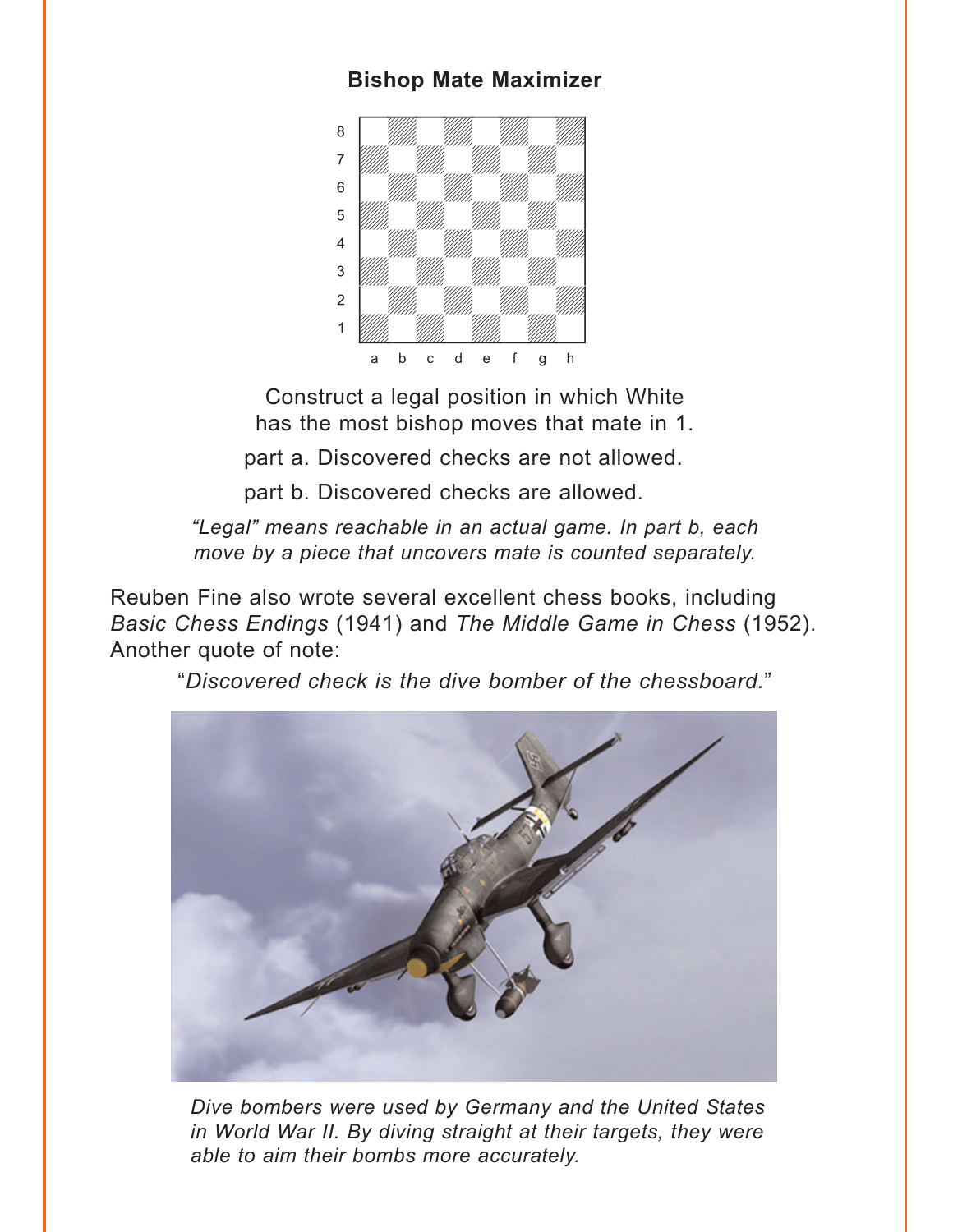## Bishop Mate Maximizer

Construct a legal position in which White has the most bishop moves that mate in 1.

part a. Discovered checks are not allowed.

part b. Discovered checks are allowed.

*“Legal” means reachable in an actual game. In part b, each move by a piece that uncovers mate is counted separately.*

Reuben Fine also wrote several excellent chess books, including *Basic Chess Endings* (1941) and *The Middle Game in Chess* (1952). Another quote of note:

“*Discovered check is the dive bomber of the chessboard.*”

*Dive bombers were used by Germany and the United States in World War II. By diving straight at their targets, they were able to aim their bombs more accurately.*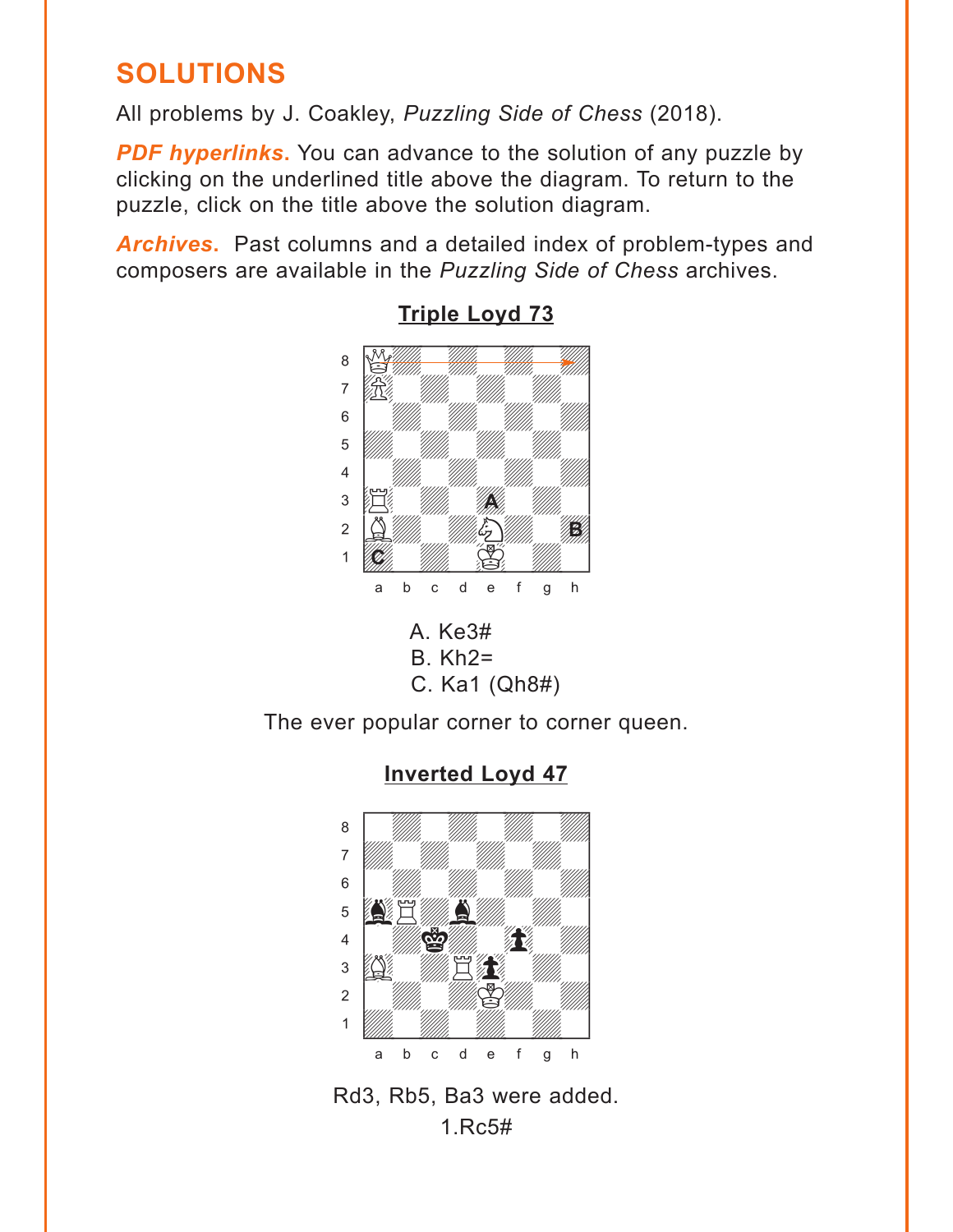## SOLUTIONS

All problems by J. Coakley, *Puzzling Side of Chess* (2018).

***PDF hyperlinks.*** You can advance to the solution of any puzzle by clicking on the underlined title above the diagram. To return to the puzzle, click on the title above the solution diagram.

***Archives.*** Past columns and a detailed index of problem-types and composers are available in the *Puzzling Side of Chess* archives.

### Triple Loyd 73

A. Ke3#
B. Kh2=
C. Ka1 (Qh8#)

The ever popular corner to corner queen.

### Inverted Loyd 47

Rd3, Rb5, Ba3 were added.
1.Rc5#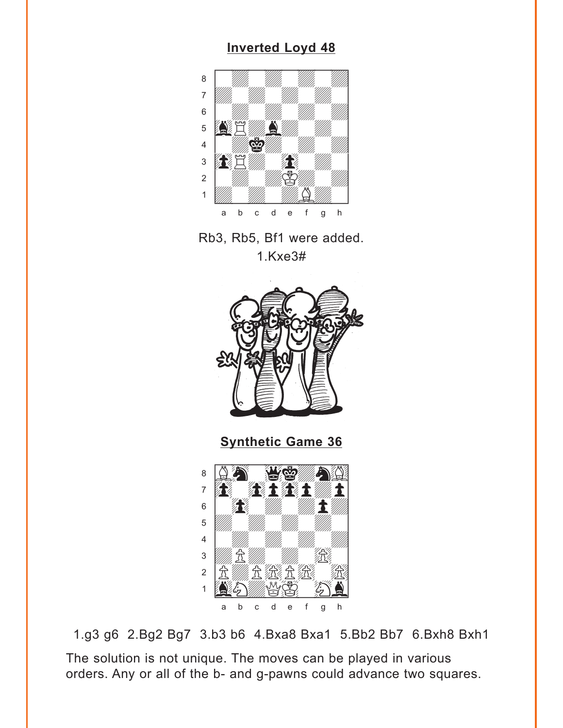## Inverted Loyd 48

Rb3, Rb5, Bf1 were added.

1.Kxe3#

## Synthetic Game 36

1.g3 g6 2.Bg2 Bg7 3.b3 b6 4.Bxa8 Bxa1 5.Bb2 Bb7 6.Bxh8 Bxh1

The solution is not unique. The moves can be played in various orders. Any or all of the b- and g-pawns could advance two squares.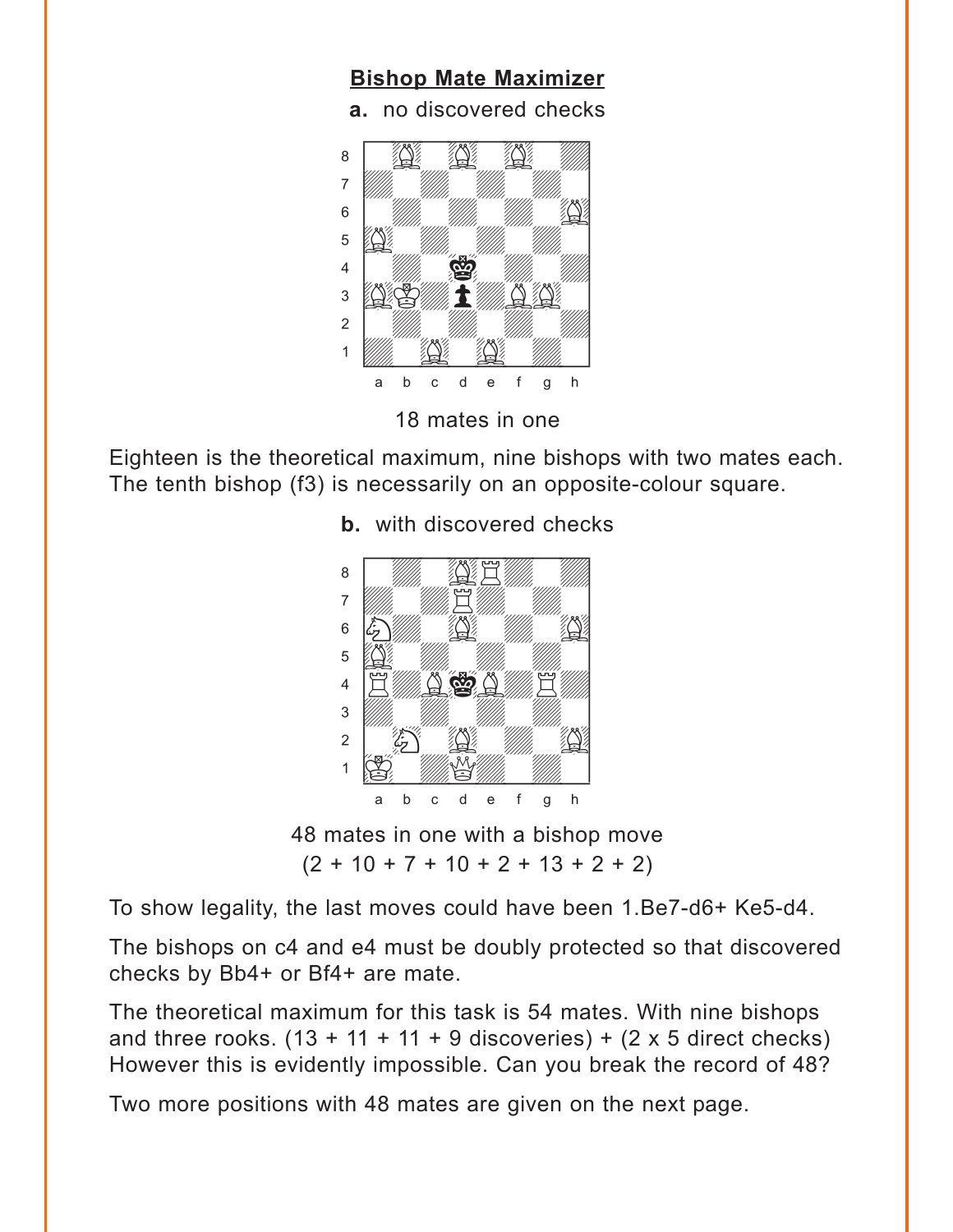## Bishop Mate Maximizer

**a.** no discovered checks

18 mates in one

Eighteen is the theoretical maximum, nine bishops with two mates each. The tenth bishop (f3) is necessarily on an opposite-colour square.

**b.** with discovered checks

48 mates in one with a bishop move
(2 + 10 + 7 + 10 + 2 + 13 + 2 + 2)

To show legality, the last moves could have been 1.Be7-d6+ Ke5-d4.

The bishops on c4 and e4 must be doubly protected so that discovered checks by Bb4+ or Bf4+ are mate.

The theoretical maximum for this task is 54 mates. With nine bishops and three rooks. (13 + 11 + 11 + 9 discoveries) + (2 x 5 direct checks) However this is evidently impossible. Can you break the record of 48?

Two more positions with 48 mates are given on the next page.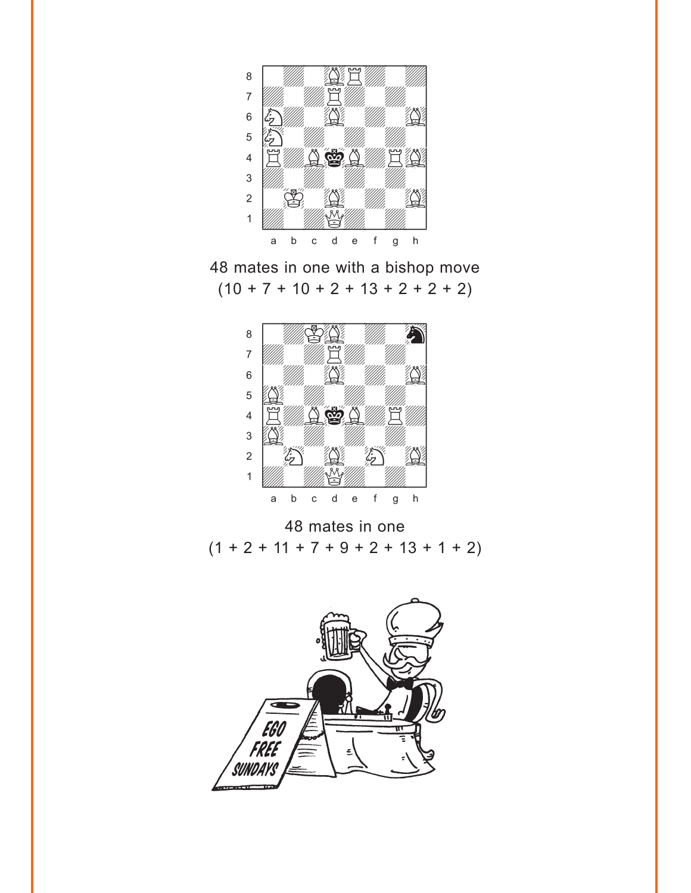48 mates in one with a bishop move
(10 + 7 + 10 + 2 + 13 + 2 + 2 + 2)

48 mates in one
(1 + 2 + 11 + 7 + 9 + 2 + 13 + 1 + 2)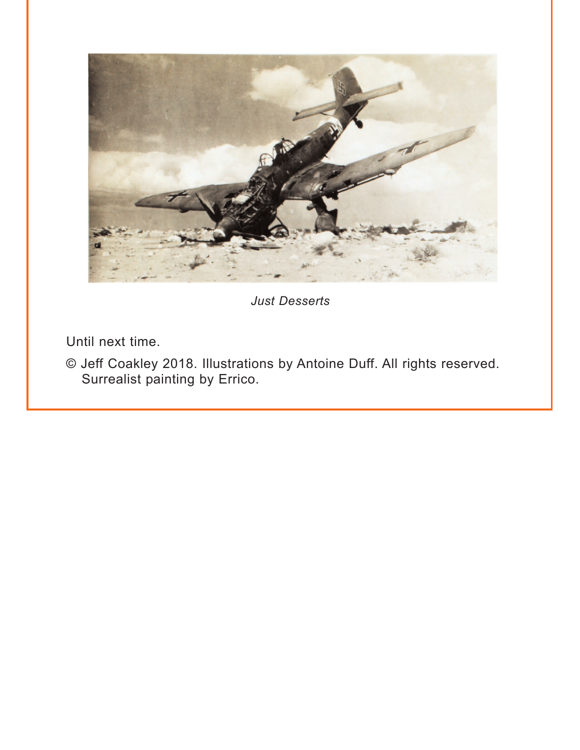*Just Desserts*

Until next time.

© Jeff Coakley 2018. Illustrations by Antoine Duff. All rights reserved.
Surrealist painting by Errico.